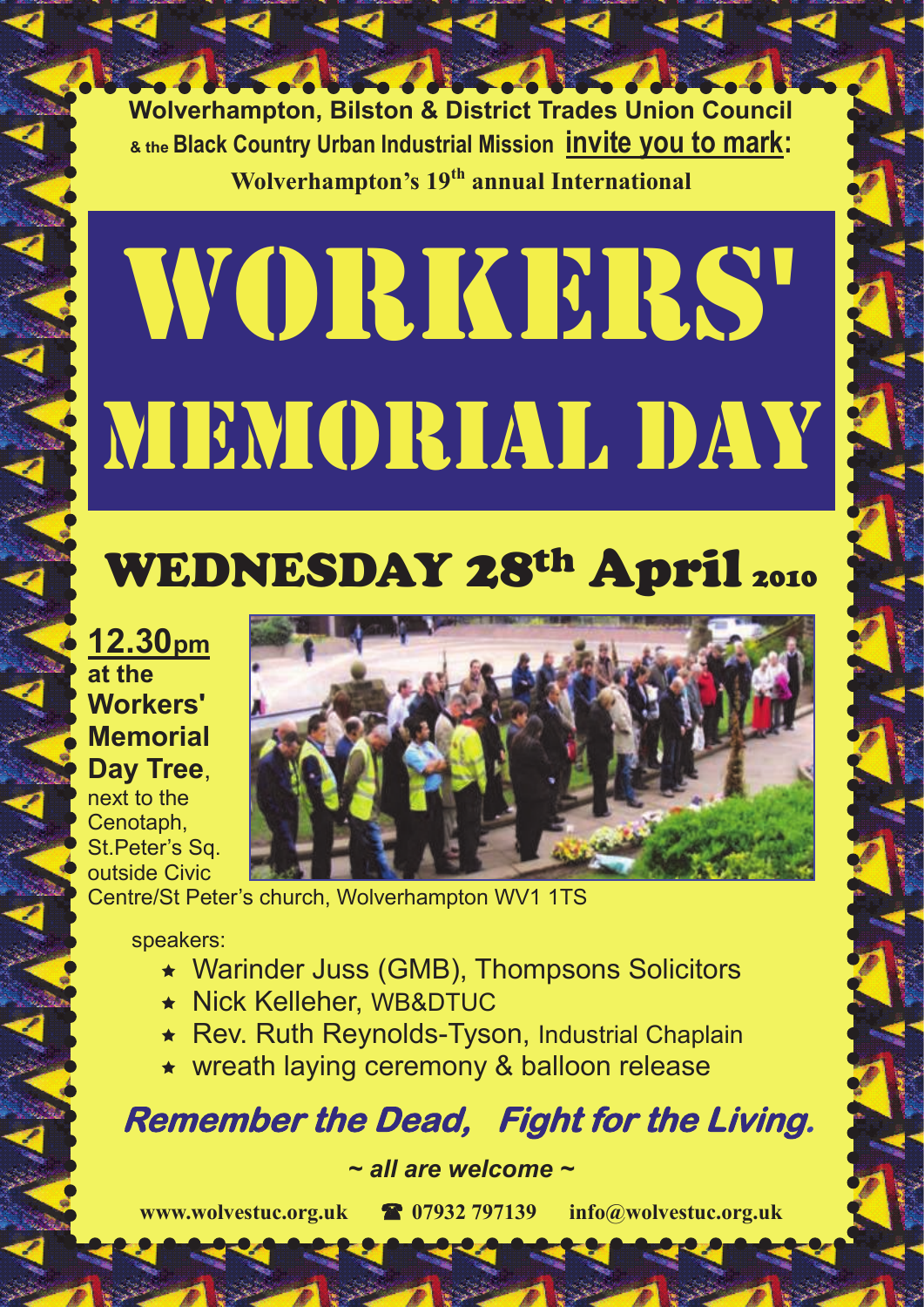Wolverhampton, Bilston & District Trades Union Council

& the Black Country Urban Industrial Mission **invite you to mark:**

**Wolverhampton's 19th annual International**

# WORKERS' MEMORIAL DAY

## WEDNESDAY 28th April 2010

**12.30pm**
**at the Workers' Memorial Day Tree**, next to the Cenotaph, St.Peter's Sq. outside Civic Centre/St Peter's church, Wolverhampton WV1 1TS

speakers:

- Warinder Juss (GMB), Thompsons Solicitors
- Nick Kelleher, WB&DTUC
- Rev. Ruth Reynolds-Tyson, Industrial Chaplain
- wreath laying ceremony & balloon release

***Remember the Dead, Fight for the Living.***

*~ all are welcome ~*

**www.wolvestuc.org.uk** ☎ **07932 797139** **info@wolvestuc.org.uk**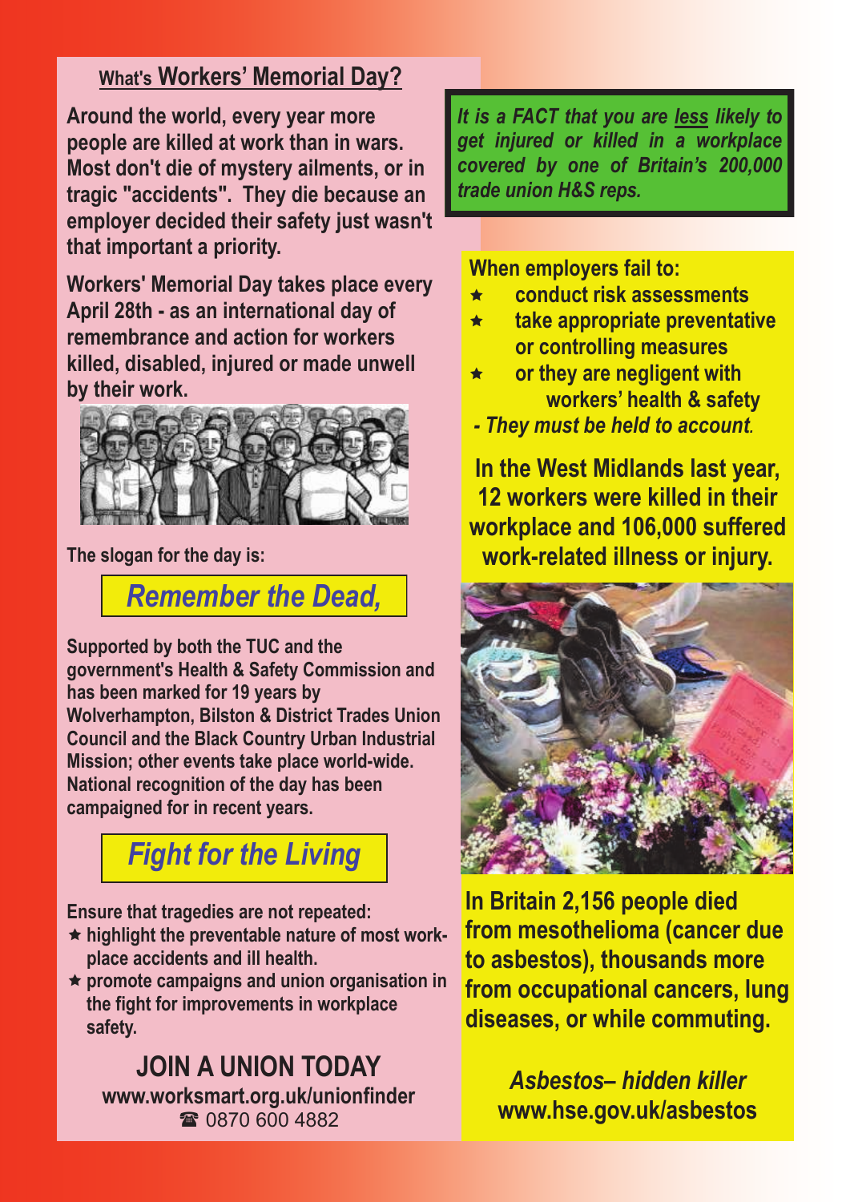## What's Workers' Memorial Day?

**Around the world, every year more people are killed at work than in wars. Most don't die of mystery ailments, or in tragic "accidents". They die because an employer decided their safety just wasn't that important a priority.**

**Workers' Memorial Day takes place every April 28th - as an international day of remembrance and action for workers killed, disabled, injured or made unwell by their work.**

**The slogan for the day is:**

***Remember the Dead,***

**Supported by both the TUC and the government's Health & Safety Commission and has been marked for 19 years by Wolverhampton, Bilston & District Trades Union Council and the Black Country Urban Industrial Mission; other events take place world-wide. National recognition of the day has been campaigned for in recent years.**

***Fight for the Living***

**Ensure that tragedies are not repeated:**

- ★ **highlight the preventable nature of most work-place accidents and ill health.**
- ★ **promote campaigns and union organisation in the fight for improvements in workplace safety.**

**JOIN A UNION TODAY**
**www.worksmart.org.uk/unionfinder**
☎ 0870 600 4882

***It is a FACT that you are less likely to get injured or killed in a workplace covered by one of Britain's 200,000 trade union H&S reps.***

**When employers fail to:**

- ★ **conduct risk assessments**
- ★ **take appropriate preventative or controlling measures**
- ★ **or they are negligent with workers' health & safety**

***- They must be held to account.***

**In the West Midlands last year, 12 workers were killed in their workplace and 106,000 suffered work-related illness or injury.**

**In Britain 2,156 people died from mesothelioma (cancer due to asbestos), thousands more from occupational cancers, lung diseases, or while commuting.**

***Asbestos– hidden killer***
**www.hse.gov.uk/asbestos**